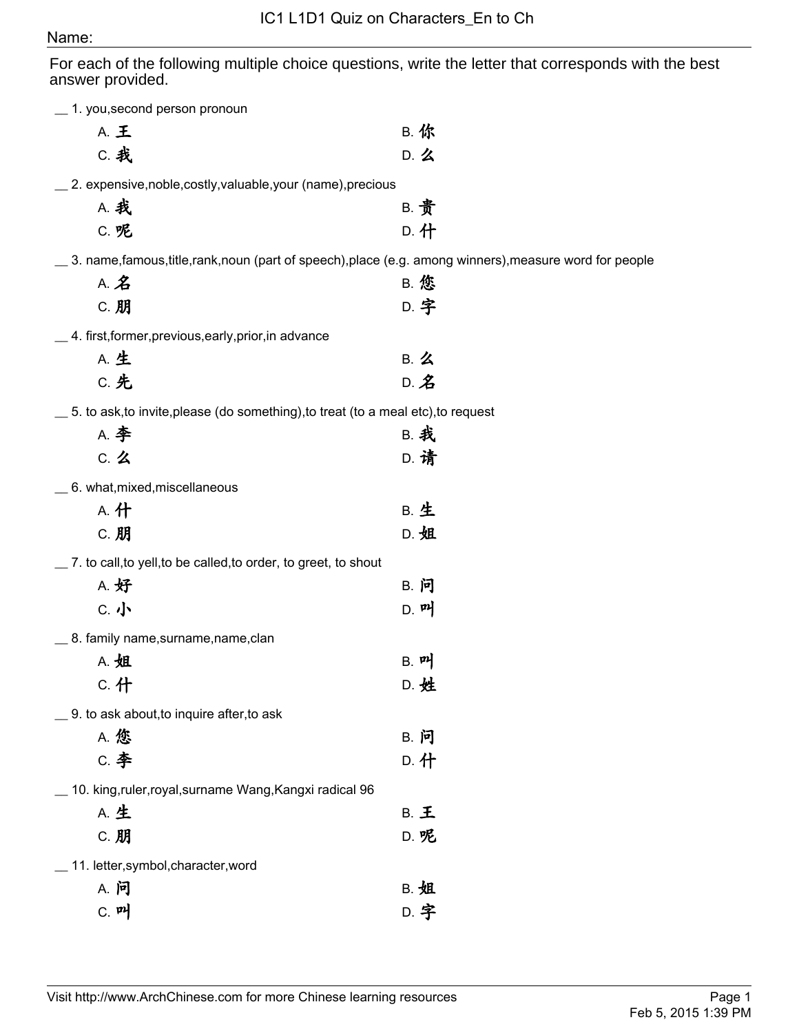# IC1 L1D1 Quiz on Characters_En to Ch

Name:

For each of the following multiple choice questions, write the letter that corresponds with the best answer provided.

__ 1. you,second person pronoun

A. 王　　B. 你
C. 我　　D. 么

__ 2. expensive,noble,costly,valuable,your (name),precious

A. 我　　B. 贵
C. 呢　　D. 什

__ 3. name,famous,title,rank,noun (part of speech),place (e.g. among winners),measure word for people

A. 名　　B. 您
C. 朋　　D. 字

__ 4. first,former,previous,early,prior,in advance

A. 生　　B. 么
C. 先　　D. 名

__ 5. to ask,to invite,please (do something),to treat (to a meal etc),to request

A. 李　　B. 我
C. 么　　D. 请

__ 6. what,mixed,miscellaneous

A. 什　　B. 生
C. 朋　　D. 姐

__ 7. to call,to yell,to be called,to order, to greet, to shout

A. 好　　B. 问
C. 小　　D. 叫

__ 8. family name,surname,name,clan

A. 姐　　B. 叫
C. 什　　D. 姓

__ 9. to ask about,to inquire after,to ask

A. 您　　B. 问
C. 李　　D. 什

__ 10. king,ruler,royal,surname Wang,Kangxi radical 96

A. 生　　B. 王
C. 朋　　D. 呢

__ 11. letter,symbol,character,word

A. 问　　B. 姐
C. 叫　　D. 字

Visit http://www.ArchChinese.com for more Chinese learning resources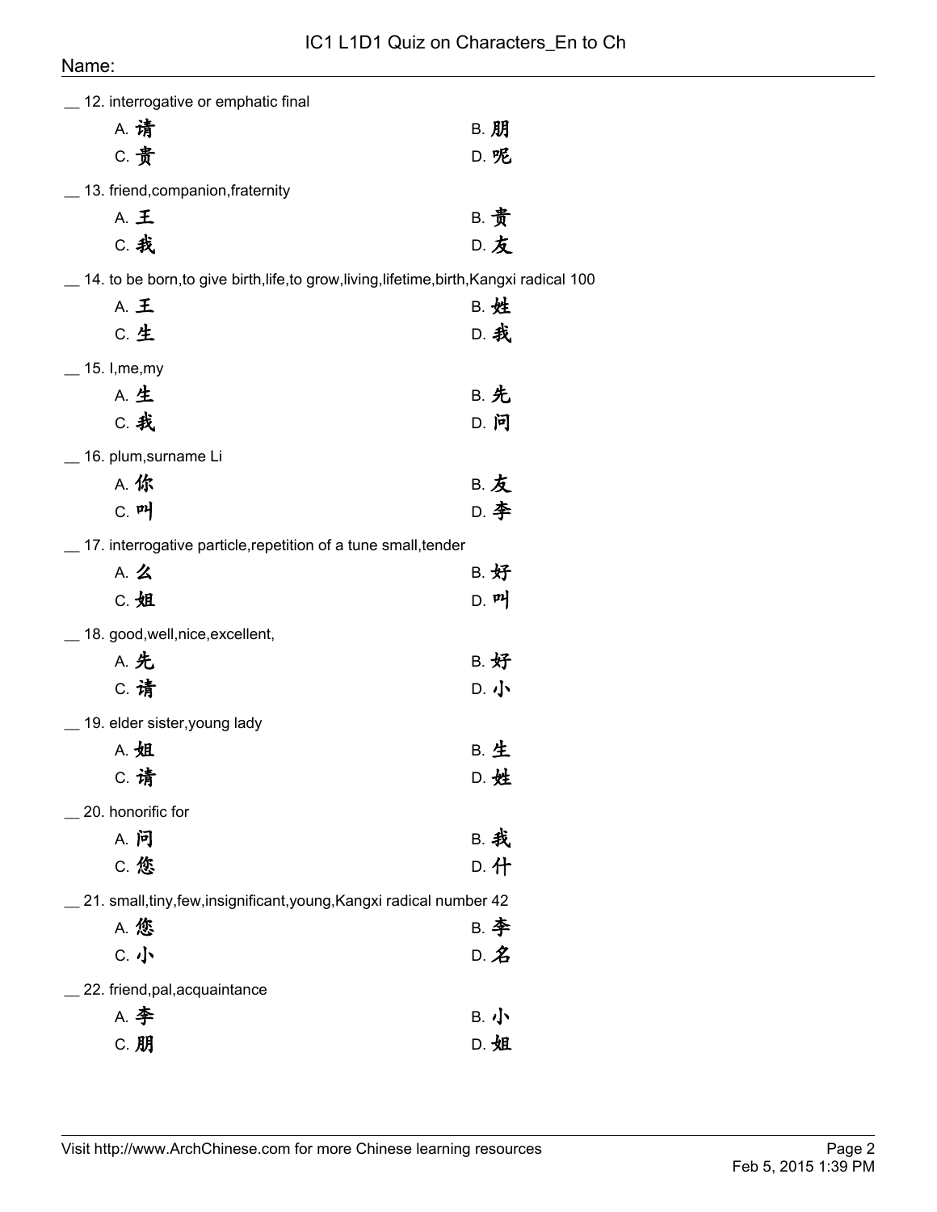# IC1 L1D1 Quiz on Characters_En to Ch

Name:

__ 12. interrogative or emphatic final

A. 请 B. 朋
C. 贵 D. 呢

__ 13. friend,companion,fraternity

A. 王 B. 贵
C. 我 D. 友

__ 14. to be born,to give birth,life,to grow,living,lifetime,birth,Kangxi radical 100

A. 王 B. 姓
C. 生 D. 我

__ 15. I,me,my

A. 生 B. 先
C. 我 D. 问

__ 16. plum,surname Li

A. 你 B. 友
C. 叫 D. 李

__ 17. interrogative particle,repetition of a tune small,tender

A. 么 B. 好
C. 姐 D. 叫

__ 18. good,well,nice,excellent,

A. 先 B. 好
C. 请 D. 小

__ 19. elder sister,young lady

A. 姐 B. 生
C. 请 D. 姓

__ 20. honorific for

A. 问 B. 我
C. 您 D. 什

__ 21. small,tiny,few,insignificant,young,Kangxi radical number 42

A. 您 B. 李
C. 小 D. 名

__ 22. friend,pal,acquaintance

A. 李 B. 小
C. 朋 D. 姐

Visit http://www.ArchChinese.com for more Chinese learning resources

Feb 5, 2015 1:39 PM